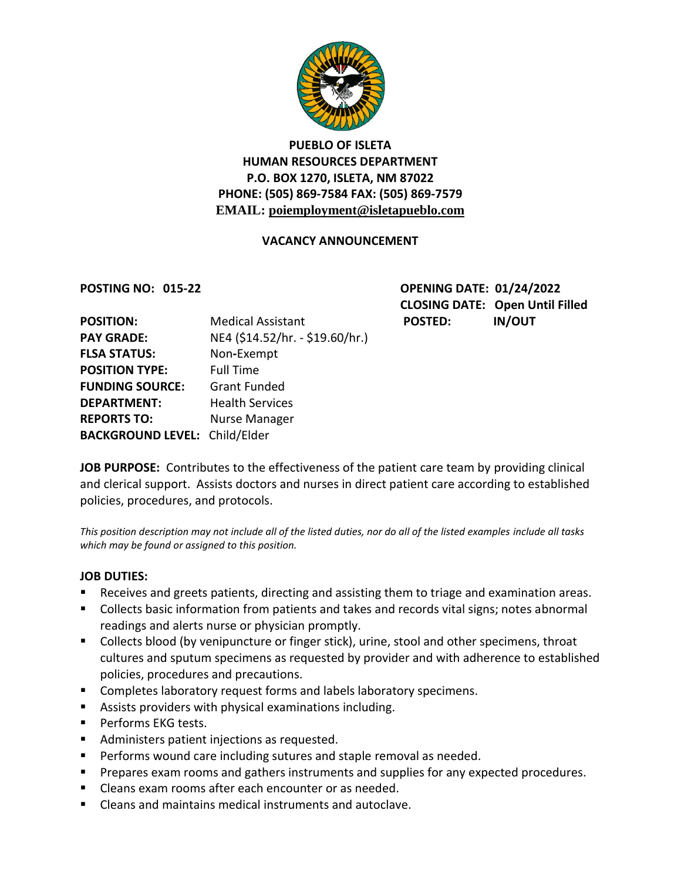**PUEBLO OF ISLETA**
**HUMAN RESOURCES DEPARTMENT**
**P.O. BOX 1270, ISLETA, NM 87022**
**PHONE: (505) 869-7584 FAX: (505) 869-7579**
**EMAIL: poiemployment@isletapueblo.com**

## VACANCY ANNOUNCEMENT

**POSTING NO: 015-22**

**OPENING DATE: 01/24/2022**
**CLOSING DATE: Open Until Filled**
**POSTED: IN/OUT**

**POSITION:** Medical Assistant
**PAY GRADE:** NE4 ($14.52/hr. - $19.60/hr.)
**FLSA STATUS:** Non-Exempt
**POSITION TYPE:** Full Time
**FUNDING SOURCE:** Grant Funded
**DEPARTMENT:** Health Services
**REPORTS TO:** Nurse Manager
**BACKGROUND LEVEL:** Child/Elder

**JOB PURPOSE:** Contributes to the effectiveness of the patient care team by providing clinical and clerical support. Assists doctors and nurses in direct patient care according to established policies, procedures, and protocols.

*This position description may not include all of the listed duties, nor do all of the listed examples include all tasks which may be found or assigned to this position.*

**JOB DUTIES:**

- Receives and greets patients, directing and assisting them to triage and examination areas.
- Collects basic information from patients and takes and records vital signs; notes abnormal readings and alerts nurse or physician promptly.
- Collects blood (by venipuncture or finger stick), urine, stool and other specimens, throat cultures and sputum specimens as requested by provider and with adherence to established policies, procedures and precautions.
- Completes laboratory request forms and labels laboratory specimens.
- Assists providers with physical examinations including.
- Performs EKG tests.
- Administers patient injections as requested.
- Performs wound care including sutures and staple removal as needed.
- Prepares exam rooms and gathers instruments and supplies for any expected procedures.
- Cleans exam rooms after each encounter or as needed.
- Cleans and maintains medical instruments and autoclave.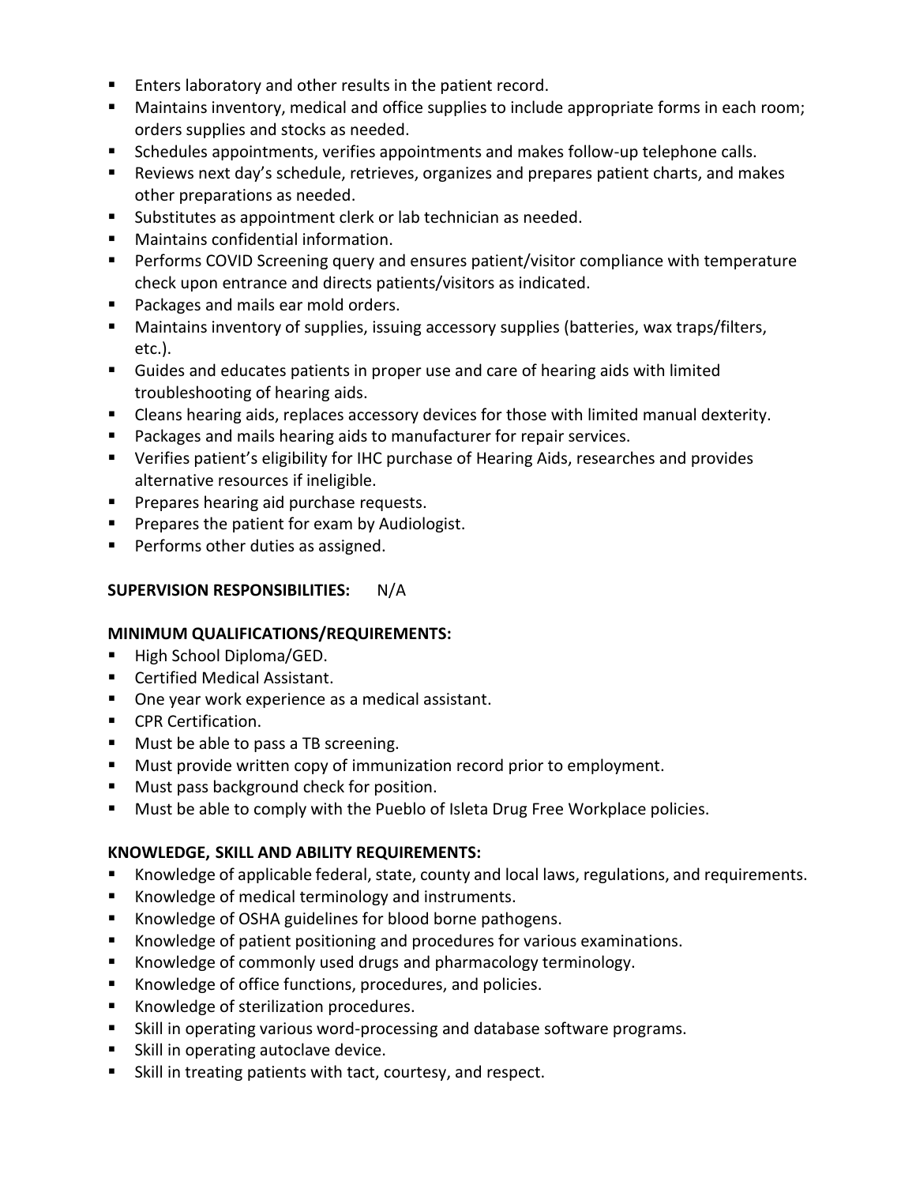- Enters laboratory and other results in the patient record.
- Maintains inventory, medical and office supplies to include appropriate forms in each room; orders supplies and stocks as needed.
- Schedules appointments, verifies appointments and makes follow-up telephone calls.
- Reviews next day's schedule, retrieves, organizes and prepares patient charts, and makes other preparations as needed.
- Substitutes as appointment clerk or lab technician as needed.
- Maintains confidential information.
- Performs COVID Screening query and ensures patient/visitor compliance with temperature check upon entrance and directs patients/visitors as indicated.
- Packages and mails ear mold orders.
- Maintains inventory of supplies, issuing accessory supplies (batteries, wax traps/filters, etc.).
- Guides and educates patients in proper use and care of hearing aids with limited troubleshooting of hearing aids.
- Cleans hearing aids, replaces accessory devices for those with limited manual dexterity.
- Packages and mails hearing aids to manufacturer for repair services.
- Verifies patient's eligibility for IHC purchase of Hearing Aids, researches and provides alternative resources if ineligible.
- Prepares hearing aid purchase requests.
- Prepares the patient for exam by Audiologist.
- Performs other duties as assigned.

**SUPERVISION RESPONSIBILITIES:** N/A

**MINIMUM QUALIFICATIONS/REQUIREMENTS:**

- High School Diploma/GED.
- Certified Medical Assistant.
- One year work experience as a medical assistant.
- CPR Certification.
- Must be able to pass a TB screening.
- Must provide written copy of immunization record prior to employment.
- Must pass background check for position.
- Must be able to comply with the Pueblo of Isleta Drug Free Workplace policies.

**KNOWLEDGE, SKILL AND ABILITY REQUIREMENTS:**

- Knowledge of applicable federal, state, county and local laws, regulations, and requirements.
- Knowledge of medical terminology and instruments.
- Knowledge of OSHA guidelines for blood borne pathogens.
- Knowledge of patient positioning and procedures for various examinations.
- Knowledge of commonly used drugs and pharmacology terminology.
- Knowledge of office functions, procedures, and policies.
- Knowledge of sterilization procedures.
- Skill in operating various word-processing and database software programs.
- Skill in operating autoclave device.
- Skill in treating patients with tact, courtesy, and respect.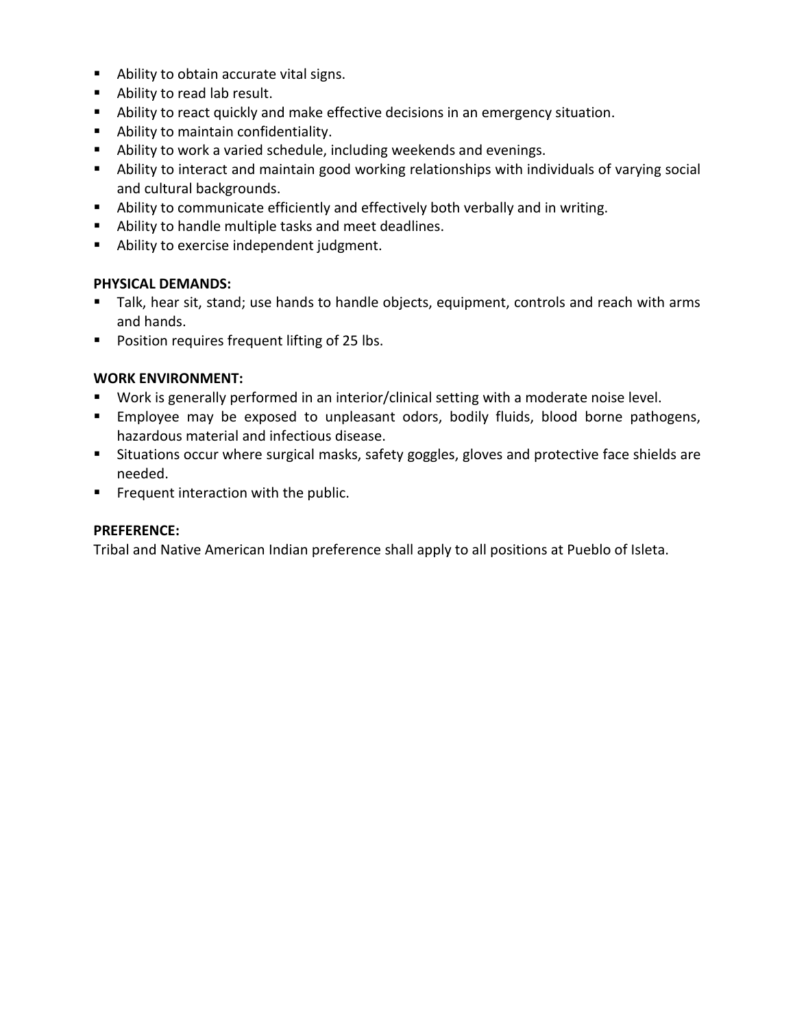- Ability to obtain accurate vital signs.
- Ability to read lab result.
- Ability to react quickly and make effective decisions in an emergency situation.
- Ability to maintain confidentiality.
- Ability to work a varied schedule, including weekends and evenings.
- Ability to interact and maintain good working relationships with individuals of varying social and cultural backgrounds.
- Ability to communicate efficiently and effectively both verbally and in writing.
- Ability to handle multiple tasks and meet deadlines.
- Ability to exercise independent judgment.

**PHYSICAL DEMANDS:**

- Talk, hear sit, stand; use hands to handle objects, equipment, controls and reach with arms and hands.
- Position requires frequent lifting of 25 lbs.

**WORK ENVIRONMENT:**

- Work is generally performed in an interior/clinical setting with a moderate noise level.
- Employee may be exposed to unpleasant odors, bodily fluids, blood borne pathogens, hazardous material and infectious disease.
- Situations occur where surgical masks, safety goggles, gloves and protective face shields are needed.
- Frequent interaction with the public.

**PREFERENCE:**

Tribal and Native American Indian preference shall apply to all positions at Pueblo of Isleta.